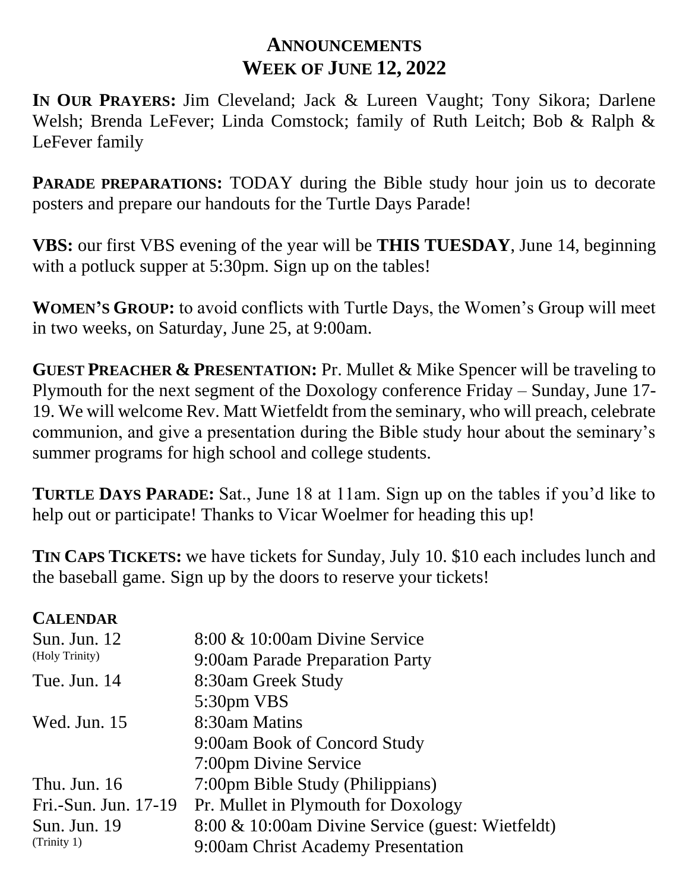# Announcements
## Week of June 12, 2022

**In Our Prayers:** Jim Cleveland; Jack & Lureen Vaught; Tony Sikora; Darlene Welsh; Brenda LeFever; Linda Comstock; family of Ruth Leitch; Bob & Ralph & LeFever family

**Parade preparations:** TODAY during the Bible study hour join us to decorate posters and prepare our handouts for the Turtle Days Parade!

**VBS:** our first VBS evening of the year will be **THIS TUESDAY**, June 14, beginning with a potluck supper at 5:30pm. Sign up on the tables!

**Women's Group:** to avoid conflicts with Turtle Days, the Women's Group will meet in two weeks, on Saturday, June 25, at 9:00am.

**Guest Preacher & Presentation:** Pr. Mullet & Mike Spencer will be traveling to Plymouth for the next segment of the Doxology conference Friday – Sunday, June 17-19. We will welcome Rev. Matt Wietfeldt from the seminary, who will preach, celebrate communion, and give a presentation during the Bible study hour about the seminary's summer programs for high school and college students.

**Turtle Days Parade:** Sat., June 18 at 11am. Sign up on the tables if you'd like to help out or participate! Thanks to Vicar Woelmer for heading this up!

**Tin Caps Tickets:** we have tickets for Sunday, July 10. $10 each includes lunch and the baseball game. Sign up by the doors to reserve your tickets!

### Calendar

| | |
|---|---|
| Sun. Jun. 12 (Holy Trinity) | 8:00 & 10:00am Divine Service |
| | 9:00am Parade Preparation Party |
| Tue. Jun. 14 | 8:30am Greek Study |
| | 5:30pm VBS |
| Wed. Jun. 15 | 8:30am Matins |
| | 9:00am Book of Concord Study |
| | 7:00pm Divine Service |
| Thu. Jun. 16 | 7:00pm Bible Study (Philippians) |
| Fri.-Sun. Jun. 17-19 | Pr. Mullet in Plymouth for Doxology |
| Sun. Jun. 19 (Trinity 1) | 8:00 & 10:00am Divine Service (guest: Wietfeldt) |
| | 9:00am Christ Academy Presentation |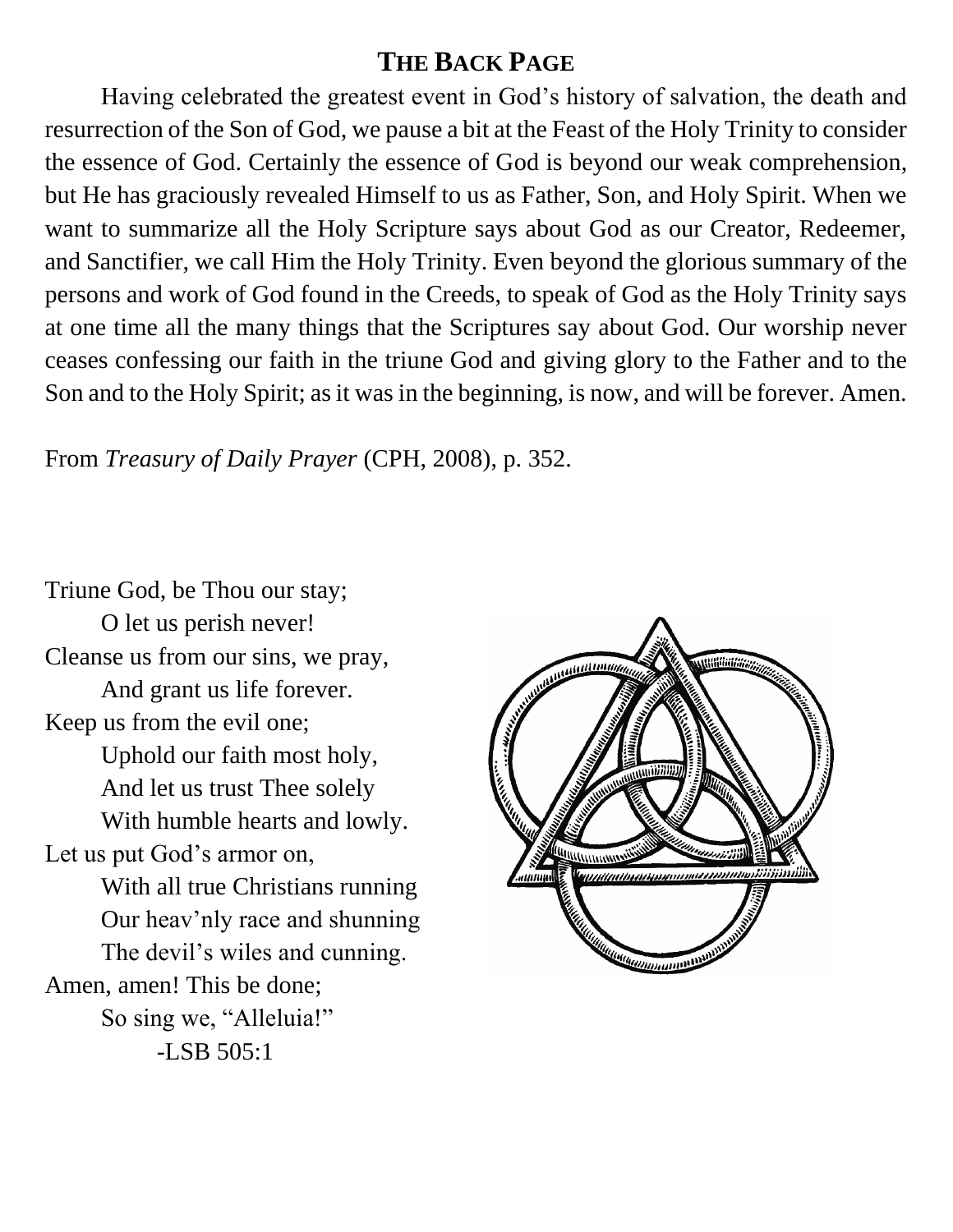## THE BACK PAGE

Having celebrated the greatest event in God's history of salvation, the death and resurrection of the Son of God, we pause a bit at the Feast of the Holy Trinity to consider the essence of God. Certainly the essence of God is beyond our weak comprehension, but He has graciously revealed Himself to us as Father, Son, and Holy Spirit. When we want to summarize all the Holy Scripture says about God as our Creator, Redeemer, and Sanctifier, we call Him the Holy Trinity. Even beyond the glorious summary of the persons and work of God found in the Creeds, to speak of God as the Holy Trinity says at one time all the many things that the Scriptures say about God. Our worship never ceases confessing our faith in the triune God and giving glory to the Father and to the Son and to the Holy Spirit; as it was in the beginning, is now, and will be forever. Amen.

From *Treasury of Daily Prayer* (CPH, 2008), p. 352.

Triune God, be Thou our stay;
O let us perish never!
Cleanse us from our sins, we pray,
And grant us life forever.
Keep us from the evil one;
Uphold our faith most holy,
And let us trust Thee solely
With humble hearts and lowly.
Let us put God's armor on,
With all true Christians running
Our heav'nly race and shunning
The devil's wiles and cunning.
Amen, amen! This be done;
So sing we, "Alleluia!"
-LSB 505:1